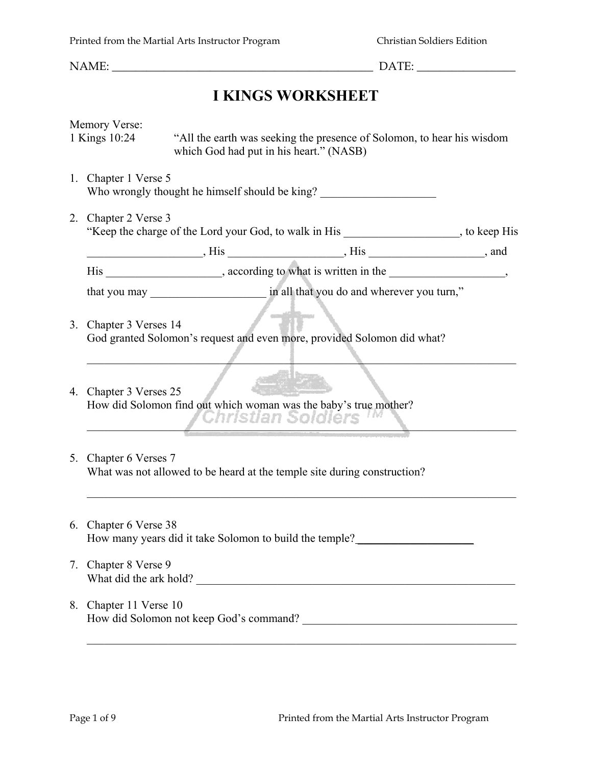NAME: _______________________________________________ DATE: ________________

# I KINGS WORKSHEET

Memory Verse:
1 Kings 10:24 "All the earth was seeking the presence of Solomon, to hear his wisdom which God had put in his heart." (NASB)

1. Chapter 1 Verse 5
   Who wrongly thought he himself should be king? ____________________

2. Chapter 2 Verse 3
   "Keep the charge of the Lord your God, to walk in His ___________________, to keep His ___________________, His ___________________, His ___________________, and His ___________________, according to what is written in the ___________________, that you may ___________________ in all that you do and wherever you turn,"

3. Chapter 3 Verses 14
   God granted Solomon's request and even more, provided Solomon did what?
   ______________________________________________________________________________

4. Chapter 3 Verses 25
   How did Solomon find out which woman was the baby's true mother?
   ______________________________________________________________________________

5. Chapter 6 Verses 7
   What was not allowed to be heard at the temple site during construction?
   ______________________________________________________________________________

6. Chapter 6 Verse 38
   How many years did it take Solomon to build the temple?____________________

7. Chapter 8 Verse 9
   What did the ark hold? _________________________________________________________

8. Chapter 11 Verse 10
   How did Solomon not keep God's command? ______________________________________
   ______________________________________________________________________________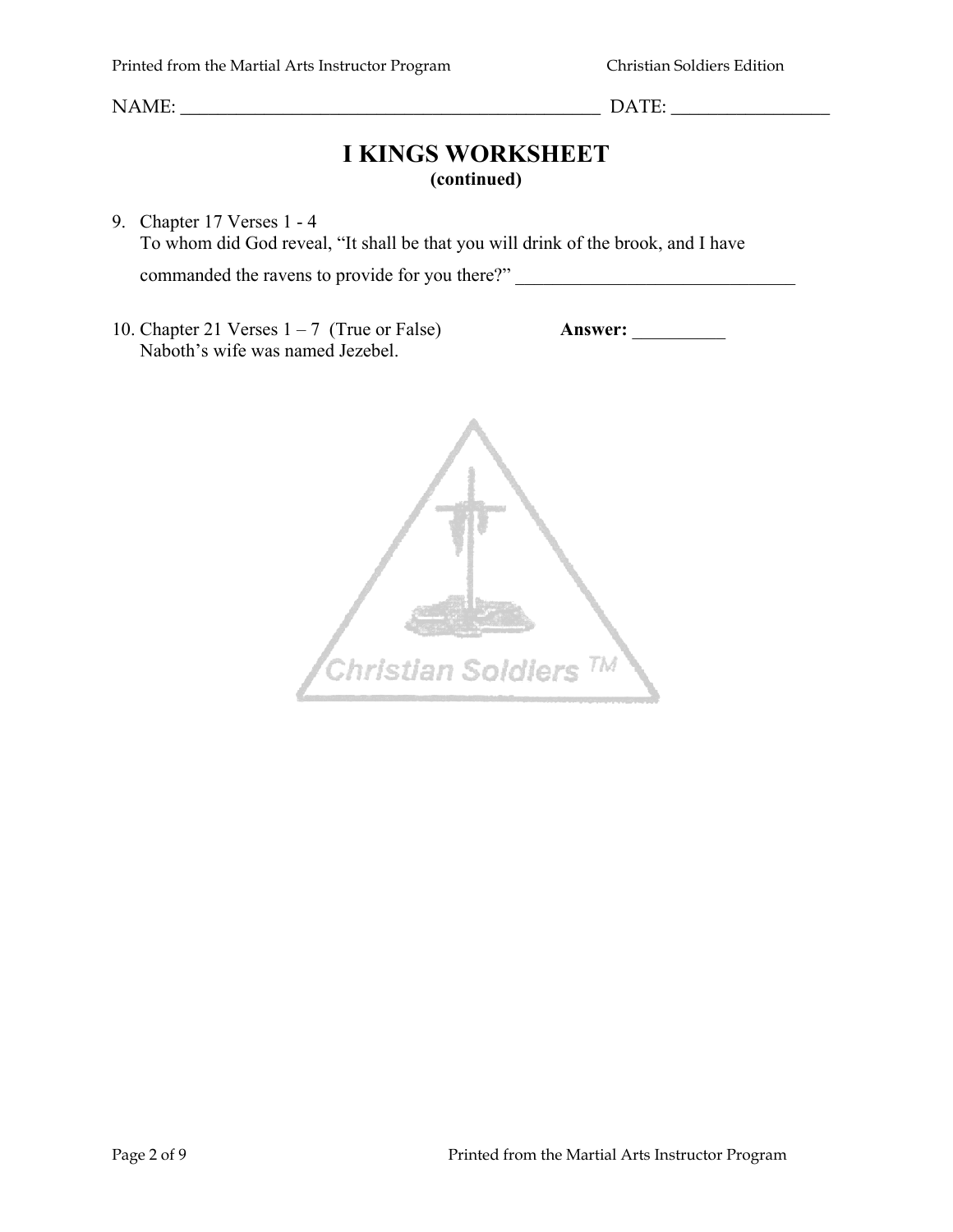NAME: _______________________________________________ DATE: _________________

# I KINGS WORKSHEET
**(continued)**

9. Chapter 17 Verses 1 - 4
   To whom did God reveal, "It shall be that you will drink of the brook, and I have commanded the ravens to provide for you there?" ______________________________

10. Chapter 21 Verses 1 – 7 (True or False) **Answer:** __________
    Naboth's wife was named Jezebel.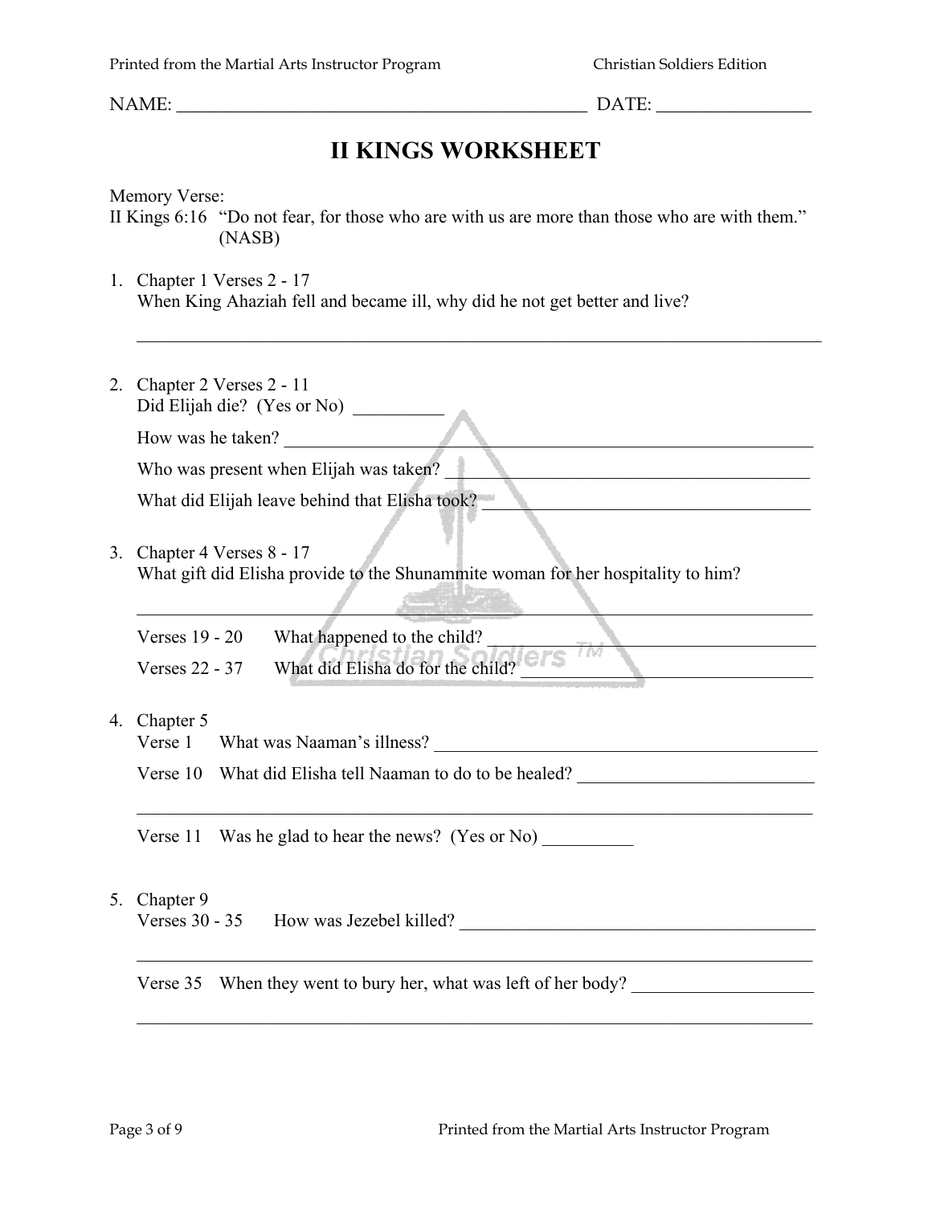NAME: _______________________________________________ DATE: _________________

# II KINGS WORKSHEET

Memory Verse:
II Kings 6:16 "Do not fear, for those who are with us are more than those who are with them." (NASB)

1. Chapter 1 Verses 2 - 17
   When King Ahaziah fell and became ill, why did he not get better and live?

   ______________________________________________________________________________

2. Chapter 2 Verses 2 - 11
   Did Elijah die? (Yes or No) __________

   How was he taken? ______________________________________________________________

   Who was present when Elijah was taken? ______________________________________

   What did Elijah leave behind that Elisha took? _________________________________

3. Chapter 4 Verses 8 - 17
   What gift did Elisha provide to the Shunammite woman for her hospitality to him?

   ______________________________________________________________________________

   Verses 19 - 20 What happened to the child? ___________________________________

   Verses 22 - 37 What did Elisha do for the child? ______________________________

4. Chapter 5
   Verse 1 What was Naaman's illness? ____________________________________________

   Verse 10 What did Elisha tell Naaman to do to be healed? ______________________

   ______________________________________________________________________________

   Verse 11 Was he glad to hear the news? (Yes or No) __________

5. Chapter 9
   Verses 30 - 35 How was Jezebel killed? ________________________________________

   ______________________________________________________________________________

   Verse 35 When they went to bury her, what was left of her body? _______________

   ______________________________________________________________________________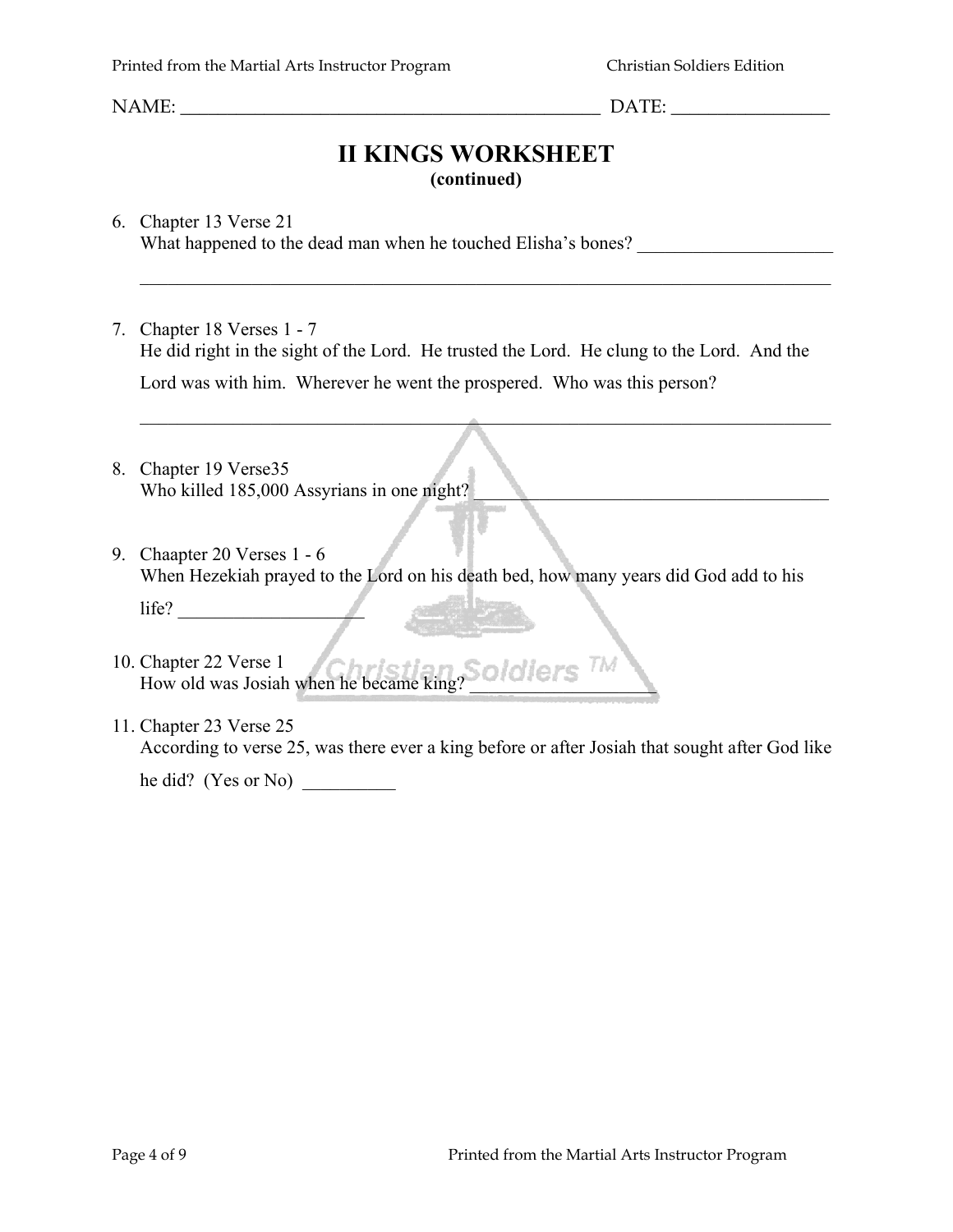NAME: _______________________________________________ DATE: _________________

# II KINGS WORKSHEET
**(continued)**

6. Chapter 13 Verse 21
   What happened to the dead man when he touched Elisha's bones? _____________________
   _______________________________________________________________________________

7. Chapter 18 Verses 1 - 7
   He did right in the sight of the Lord. He trusted the Lord. He clung to the Lord. And the Lord was with him. Wherever he went the prospered. Who was this person?
   _______________________________________________________________________________

8. Chapter 19 Verse35
   Who killed 185,000 Assyrians in one night? _______________________________________

9. Chaapter 20 Verses 1 - 6
   When Hezekiah prayed to the Lord on his death bed, how many years did God add to his life? ____________________

10. Chapter 22 Verse 1
    How old was Josiah when he became king? ____________________

11. Chapter 23 Verse 25
    According to verse 25, was there ever a king before or after Josiah that sought after God like he did? (Yes or No) __________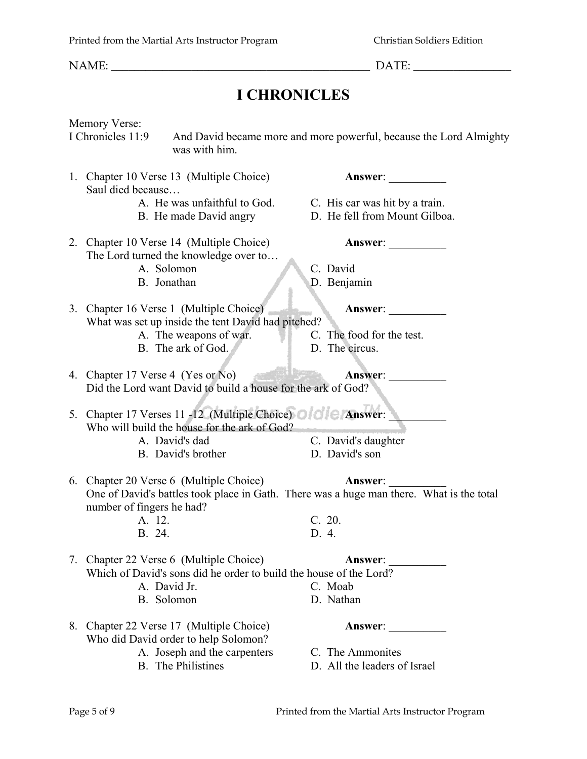NAME: ______________________________________________ DATE: _________________

# I CHRONICLES

Memory Verse:
I Chronicles 11:9 — And David became more and more powerful, because the Lord Almighty was with him.

1. Chapter 10 Verse 13 (Multiple Choice) **Answer**: __________
   Saul died because…
   - A. He was unfaithful to God.
   - B. He made David angry
   - C. His car was hit by a train.
   - D. He fell from Mount Gilboa.

2. Chapter 10 Verse 14 (Multiple Choice) **Answer**: __________
   The Lord turned the knowledge over to…
   - A. Solomon
   - B. Jonathan
   - C. David
   - D. Benjamin

3. Chapter 16 Verse 1 (Multiple Choice) **Answer**: __________
   What was set up inside the tent David had pitched?
   - A. The weapons of war.
   - B. The ark of God.
   - C. The food for the test.
   - D. The circus.

4. Chapter 17 Verse 4 (Yes or No) **Answer**: __________
   Did the Lord want David to build a house for the ark of God?

5. Chapter 17 Verses 11 -12 (Multiple Choice) **Answer**: __________
   Who will build the house for the ark of God?
   - A. David's dad
   - B. David's brother
   - C. David's daughter
   - D. David's son

6. Chapter 20 Verse 6 (Multiple Choice) **Answer**: __________
   One of David's battles took place in Gath. There was a huge man there. What is the total number of fingers he had?
   - A. 12.
   - B. 24.
   - C. 20.
   - D. 4.

7. Chapter 22 Verse 6 (Multiple Choice) **Answer**: __________
   Which of David's sons did he order to build the house of the Lord?
   - A. David Jr.
   - B. Solomon
   - C. Moab
   - D. Nathan

8. Chapter 22 Verse 17 (Multiple Choice) **Answer**: __________
   Who did David order to help Solomon?
   - A. Joseph and the carpenters
   - B. The Philistines
   - C. The Ammonites
   - D. All the leaders of Israel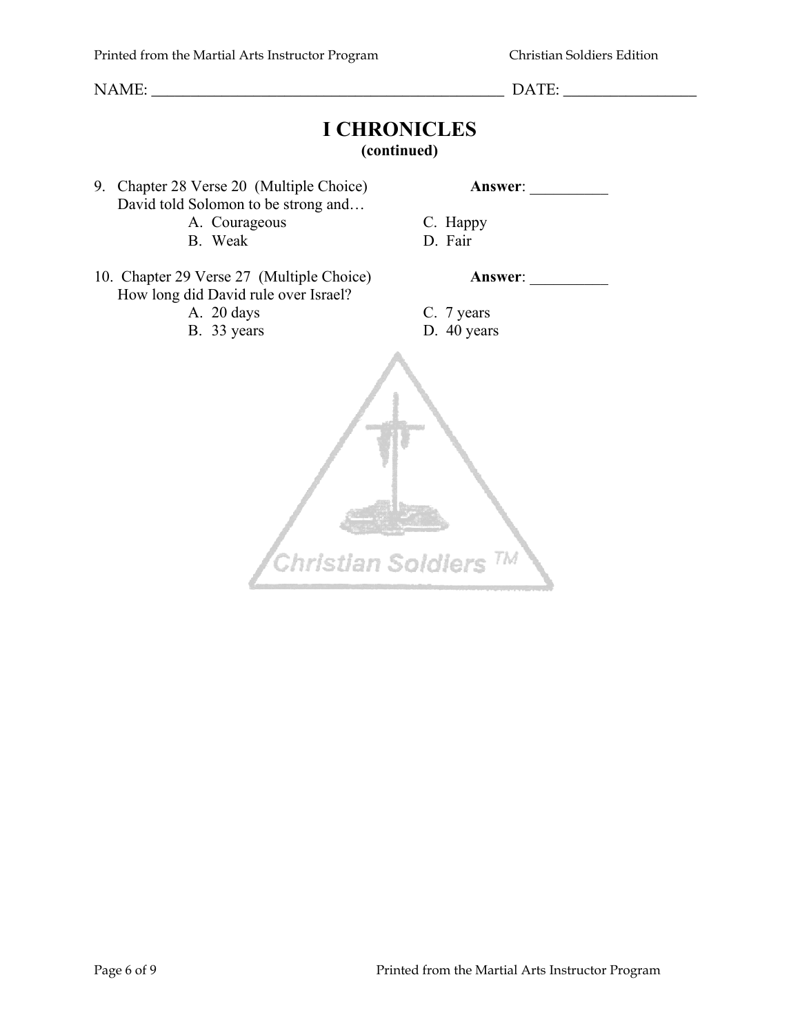NAME: ______________________________________________ DATE: ________________

# I CHRONICLES
**(continued)**

9. Chapter 28 Verse 20 (Multiple Choice) **Answer**: __________
   David told Solomon to be strong and…
   - A. Courageous
   - B. Weak
   - C. Happy
   - D. Fair

10. Chapter 29 Verse 27 (Multiple Choice) **Answer**: __________
    How long did David rule over Israel?
    - A. 20 days
    - B. 33 years
    - C. 7 years
    - D. 40 years

Christian Soldiers ™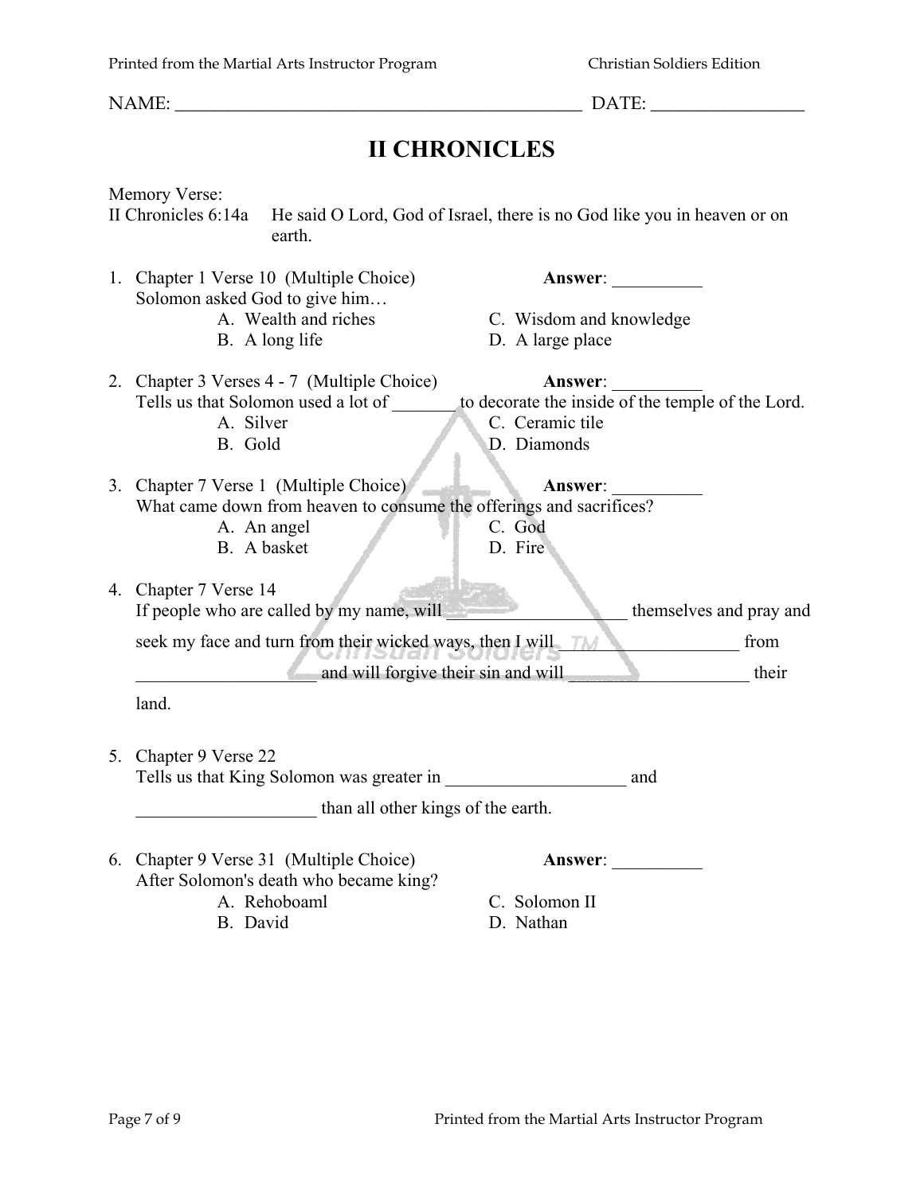NAME: ______________________________________________ DATE: ________________

# II CHRONICLES

Memory Verse:
II Chronicles 6:14a He said O Lord, God of Israel, there is no God like you in heaven or on earth.

1. Chapter 1 Verse 10 (Multiple Choice) **Answer**: __________
   Solomon asked God to give him…
   - A. Wealth and riches
   - B. A long life
   - C. Wisdom and knowledge
   - D. A large place

2. Chapter 3 Verses 4 - 7 (Multiple Choice) **Answer**: __________
   Tells us that Solomon used a lot of _______ to decorate the inside of the temple of the Lord.
   - A. Silver
   - B. Gold
   - C. Ceramic tile
   - D. Diamonds

3. Chapter 7 Verse 1 (Multiple Choice) **Answer**: __________
   What came down from heaven to consume the offerings and sacrifices?
   - A. An angel
   - B. A basket
   - C. God
   - D. Fire

4. Chapter 7 Verse 14
   If people who are called by my name, will ____________________ themselves and pray and seek my face and turn from their wicked ways, then I will ____________________ from ____________________ and will forgive their sin and will ____________________ their land.

5. Chapter 9 Verse 22
   Tells us that King Solomon was greater in ____________________ and ____________________ than all other kings of the earth.

6. Chapter 9 Verse 31 (Multiple Choice) **Answer**: __________
   After Solomon's death who became king?
   - A. Rehoboaml
   - B. David
   - C. Solomon II
   - D. Nathan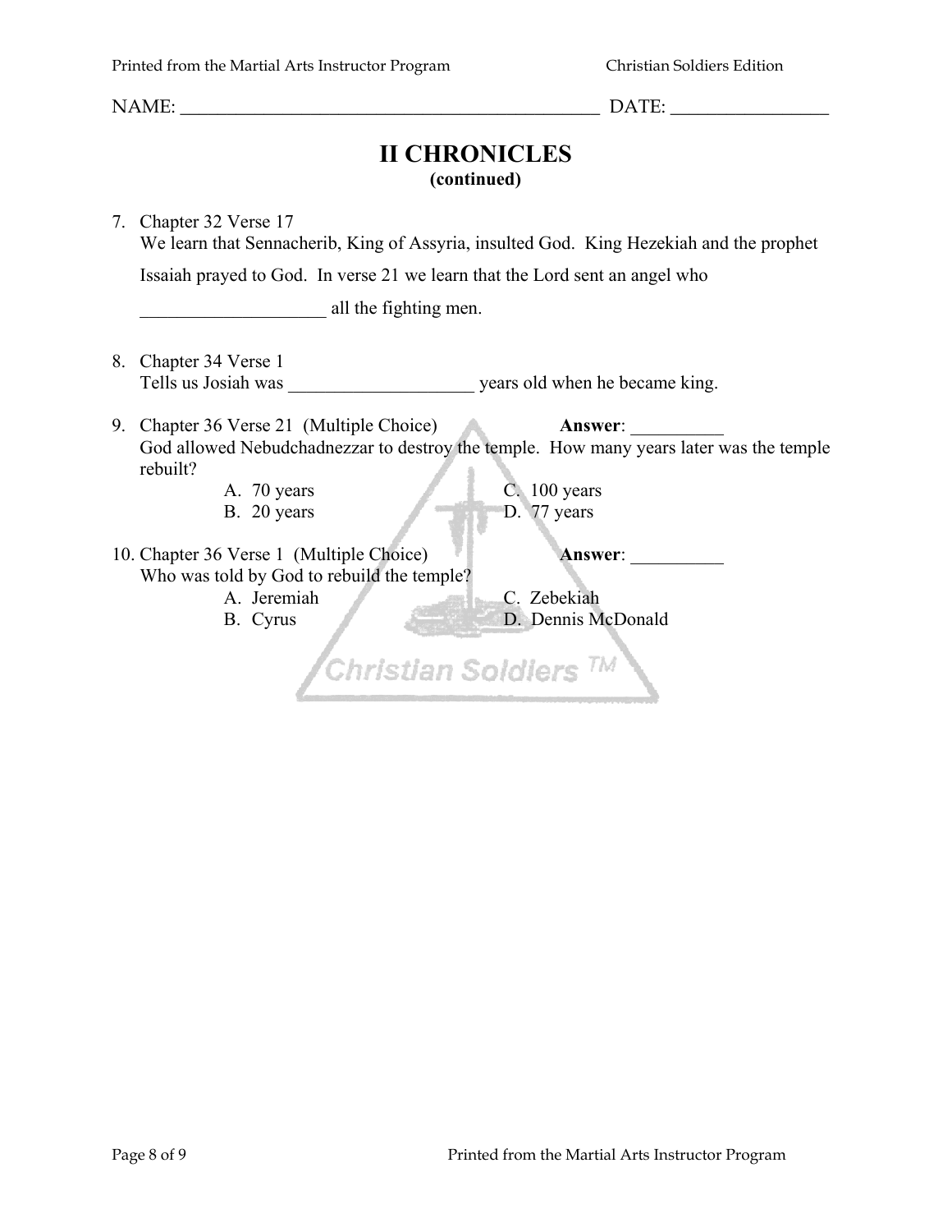NAME: _______________________________________________ DATE: _________________

# II CHRONICLES
**(continued)**

7. Chapter 32 Verse 17
   We learn that Sennacherib, King of Assyria, insulted God. King Hezekiah and the prophet Issaiah prayed to God. In verse 21 we learn that the Lord sent an angel who ____________________ all the fighting men.

8. Chapter 34 Verse 1
   Tells us Josiah was ____________________ years old when he became king.

9. Chapter 36 Verse 21 (Multiple Choice) **Answer**: __________
   God allowed Nebudchadnezzar to destroy the temple. How many years later was the temple rebuilt?
   - A. 70 years
   - B. 20 years
   - C. 100 years
   - D. 77 years

10. Chapter 36 Verse 1 (Multiple Choice) **Answer**: __________
    Who was told by God to rebuild the temple?
    - A. Jeremiah
    - B. Cyrus
    - C. Zebekiah
    - D. Dennis McDonald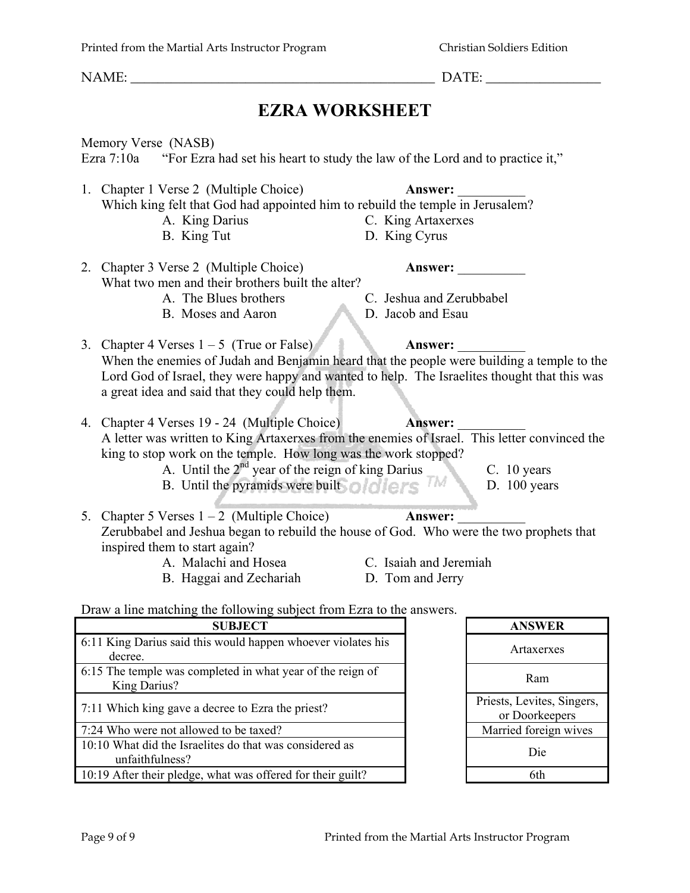NAME: _______________________________________________ DATE: _________________

# EZRA WORKSHEET

Memory Verse (NASB)
Ezra 7:10a "For Ezra had set his heart to study the law of the Lord and to practice it,"

1. Chapter 1 Verse 2 (Multiple Choice) **Answer:** __________
   Which king felt that God had appointed him to rebuild the temple in Jerusalem?
   - A. King Darius
   - B. King Tut
   - C. King Artaxerxes
   - D. King Cyrus

2. Chapter 3 Verse 2 (Multiple Choice) **Answer:** __________
   What two men and their brothers built the alter?
   - A. The Blues brothers
   - B. Moses and Aaron
   - C. Jeshua and Zerubbabel
   - D. Jacob and Esau

3. Chapter 4 Verses 1 – 5 (True or False) **Answer:** __________
   When the enemies of Judah and Benjamin heard that the people were building a temple to the Lord God of Israel, they were happy and wanted to help. The Israelites thought that this was a great idea and said that they could help them.

4. Chapter 4 Verses 19 - 24 (Multiple Choice) **Answer:** __________
   A letter was written to King Artaxerxes from the enemies of Israel. This letter convinced the king to stop work on the temple. How long was the work stopped?
   - A. Until the 2nd year of the reign of king Darius
   - B. Until the pyramids were built
   - C. 10 years
   - D. 100 years

5. Chapter 5 Verses 1 – 2 (Multiple Choice) **Answer:** __________
   Zerubbabel and Jeshua began to rebuild the house of God. Who were the two prophets that inspired them to start again?
   - A. Malachi and Hosea
   - B. Haggai and Zechariah
   - C. Isaiah and Jeremiah
   - D. Tom and Jerry

Draw a line matching the following subject from Ezra to the answers.

| SUBJECT |
|---|
| 6:11 King Darius said this would happen whoever violates his decree. |
| 6:15 The temple was completed in what year of the reign of King Darius? |
| 7:11 Which king gave a decree to Ezra the priest? |
| 7:24 Who were not allowed to be taxed? |
| 10:10 What did the Israelites do that was considered as unfaithfulness? |
| 10:19 After their pledge, what was offered for their guilt? |

| ANSWER |
|---|
| Artaxerxes |
| Ram |
| Priests, Levites, Singers, or Doorkeepers |
| Married foreign wives |
| Die |
| 6th |